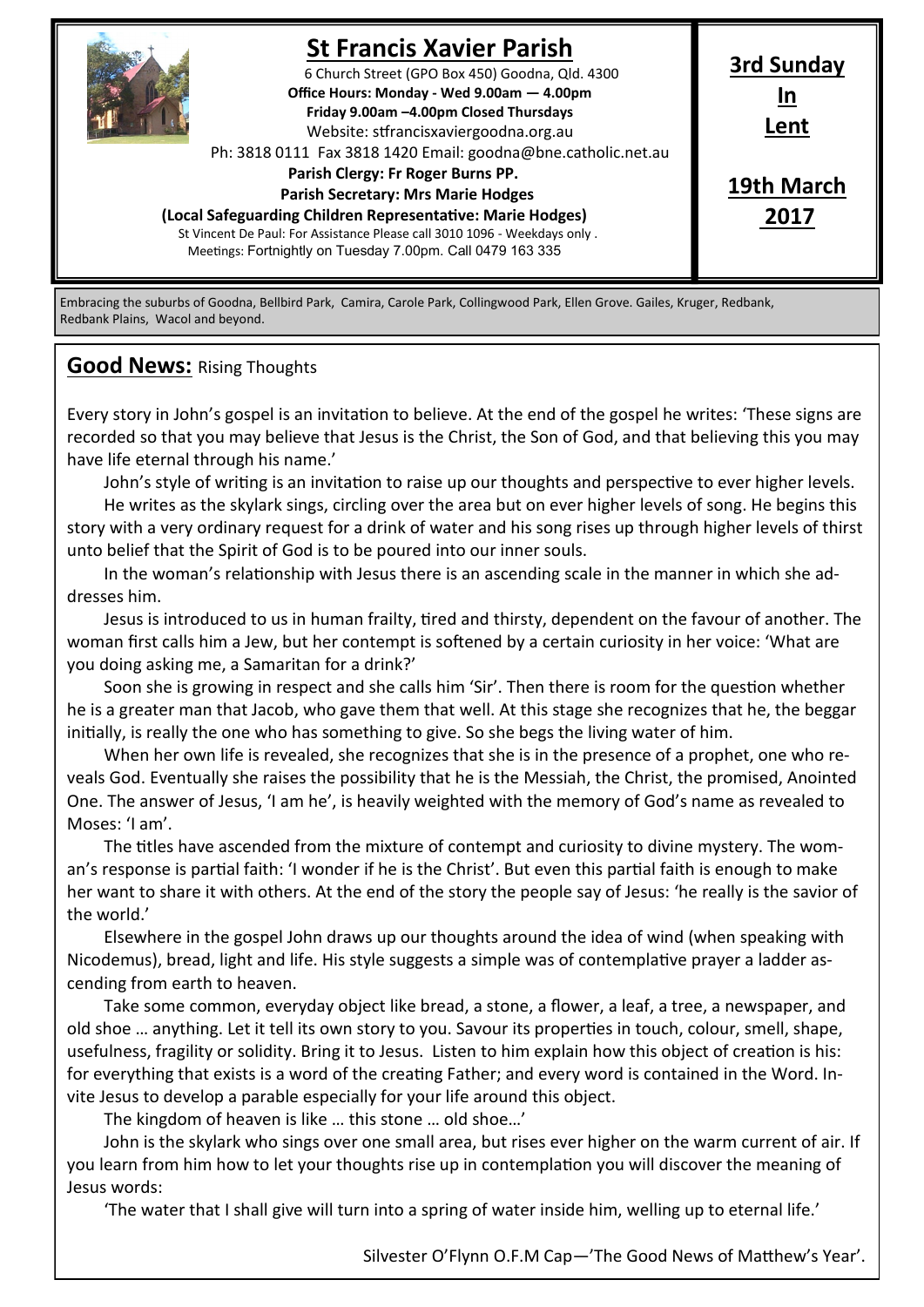# St Francis Xavier Parish

6 Church Street (GPO Box 450) Goodna, Qld. 4300

**Office Hours: Monday - Wed 9.00am — 4.00pm**

**Friday 9.00am –4.00pm Closed Thursdays**

Website: stfrancisxaviergoodna.org.au

Ph: 3818 0111 Fax 3818 1420 Email: goodna@bne.catholic.net.au

**Parish Clergy: Fr Roger Burns PP.**

**Parish Secretary: Mrs Marie Hodges**

**(Local Safeguarding Children Representative: Marie Hodges)**

St Vincent De Paul: For Assistance Please call 3010 1096 - Weekdays only .

Meetings: Fortnightly on Tuesday 7.00pm. Call 0479 163 335

**3rd Sunday In Lent**

**19th March 2017**

Embracing the suburbs of Goodna, Bellbird Park, Camira, Carole Park, Collingwood Park, Ellen Grove. Gailes, Kruger, Redbank, Redbank Plains, Wacol and beyond.

## Good News: Rising Thoughts

Every story in John's gospel is an invitation to believe. At the end of the gospel he writes: 'These signs are recorded so that you may believe that Jesus is the Christ, the Son of God, and that believing this you may have life eternal through his name.'

John's style of writing is an invitation to raise up our thoughts and perspective to ever higher levels.

He writes as the skylark sings, circling over the area but on ever higher levels of song. He begins this story with a very ordinary request for a drink of water and his song rises up through higher levels of thirst unto belief that the Spirit of God is to be poured into our inner souls.

In the woman's relationship with Jesus there is an ascending scale in the manner in which she addresses him.

Jesus is introduced to us in human frailty, tired and thirsty, dependent on the favour of another. The woman first calls him a Jew, but her contempt is softened by a certain curiosity in her voice: 'What are you doing asking me, a Samaritan for a drink?'

Soon she is growing in respect and she calls him 'Sir'. Then there is room for the question whether he is a greater man that Jacob, who gave them that well. At this stage she recognizes that he, the beggar initially, is really the one who has something to give. So she begs the living water of him.

When her own life is revealed, she recognizes that she is in the presence of a prophet, one who reveals God. Eventually she raises the possibility that he is the Messiah, the Christ, the promised, Anointed One. The answer of Jesus, 'I am he', is heavily weighted with the memory of God's name as revealed to Moses: 'I am'.

The titles have ascended from the mixture of contempt and curiosity to divine mystery. The woman's response is partial faith: 'I wonder if he is the Christ'. But even this partial faith is enough to make her want to share it with others. At the end of the story the people say of Jesus: 'he really is the savior of the world.'

Elsewhere in the gospel John draws up our thoughts around the idea of wind (when speaking with Nicodemus), bread, light and life. His style suggests a simple was of contemplative prayer a ladder ascending from earth to heaven.

Take some common, everyday object like bread, a stone, a flower, a leaf, a tree, a newspaper, and old shoe … anything. Let it tell its own story to you. Savour its properties in touch, colour, smell, shape, usefulness, fragility or solidity. Bring it to Jesus. Listen to him explain how this object of creation is his: for everything that exists is a word of the creating Father; and every word is contained in the Word. Invite Jesus to develop a parable especially for your life around this object.

The kingdom of heaven is like … this stone … old shoe…'

John is the skylark who sings over one small area, but rises ever higher on the warm current of air. If you learn from him how to let your thoughts rise up in contemplation you will discover the meaning of Jesus words:

'The water that I shall give will turn into a spring of water inside him, welling up to eternal life.'

Silvester O'Flynn O.F.M Cap—'The Good News of Matthew's Year'.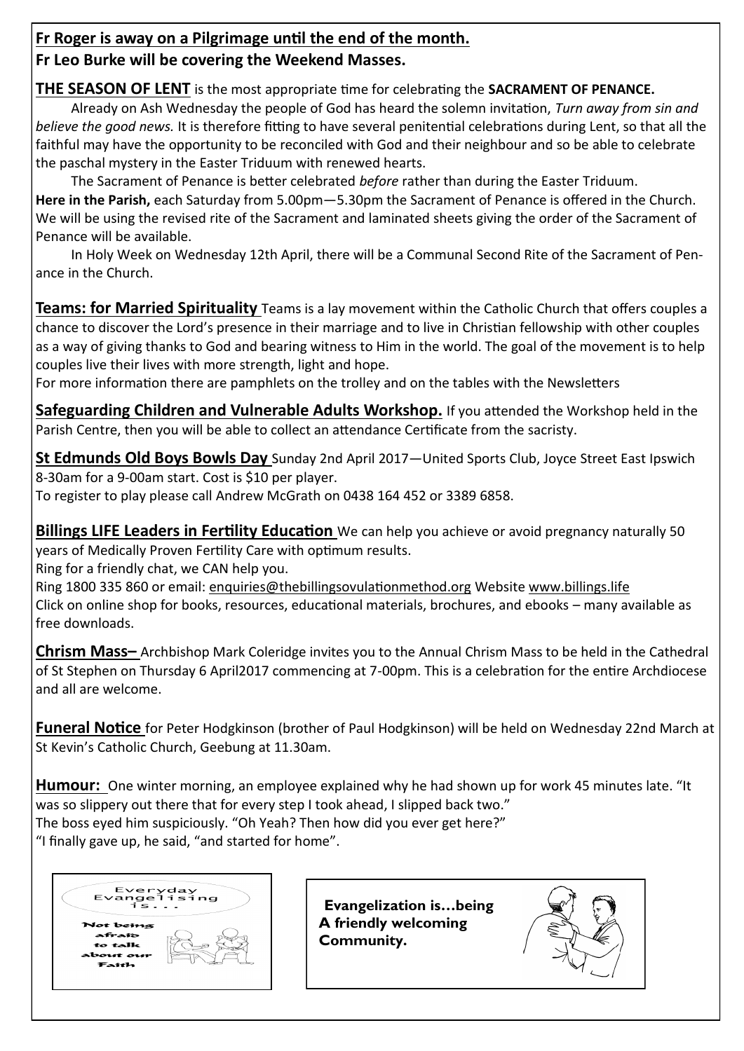**Fr Roger is away on a Pilgrimage until the end of the month.**
**Fr Leo Burke will be covering the Weekend Masses.**

**THE SEASON OF LENT** is the most appropriate time for celebrating the **SACRAMENT OF PENANCE.**

Already on Ash Wednesday the people of God has heard the solemn invitation, *Turn away from sin and believe the good news.* It is therefore fitting to have several penitential celebrations during Lent, so that all the faithful may have the opportunity to be reconciled with God and their neighbour and so be able to celebrate the paschal mystery in the Easter Triduum with renewed hearts.

The Sacrament of Penance is better celebrated *before* rather than during the Easter Triduum.

**Here in the Parish,** each Saturday from 5.00pm—5.30pm the Sacrament of Penance is offered in the Church. We will be using the revised rite of the Sacrament and laminated sheets giving the order of the Sacrament of Penance will be available.

In Holy Week on Wednesday 12th April, there will be a Communal Second Rite of the Sacrament of Penance in the Church.

**Teams: for Married Spirituality** Teams is a lay movement within the Catholic Church that offers couples a chance to discover the Lord's presence in their marriage and to live in Christian fellowship with other couples as a way of giving thanks to God and bearing witness to Him in the world. The goal of the movement is to help couples live their lives with more strength, light and hope.

For more information there are pamphlets on the trolley and on the tables with the Newsletters

**Safeguarding Children and Vulnerable Adults Workshop.** If you attended the Workshop held in the Parish Centre, then you will be able to collect an attendance Certificate from the sacristy.

**St Edmunds Old Boys Bowls Day** Sunday 2nd April 2017—United Sports Club, Joyce Street East Ipswich 8-30am for a 9-00am start. Cost is $10 per player.

To register to play please call Andrew McGrath on 0438 164 452 or 3389 6858.

**Billings LIFE Leaders in Fertility Education** We can help you achieve or avoid pregnancy naturally 50 years of Medically Proven Fertility Care with optimum results.

Ring for a friendly chat, we CAN help you.

Ring 1800 335 860 or email: enquiries@thebillingsovulationmethod.org Website www.billings.life

Click on online shop for books, resources, educational materials, brochures, and ebooks – many available as free downloads.

**Chrism Mass–** Archbishop Mark Coleridge invites you to the Annual Chrism Mass to be held in the Cathedral of St Stephen on Thursday 6 April2017 commencing at 7-00pm. This is a celebration for the entire Archdiocese and all are welcome.

**Funeral Notice** for Peter Hodgkinson (brother of Paul Hodgkinson) will be held on Wednesday 22nd March at St Kevin's Catholic Church, Geebung at 11.30am.

**Humour:** One winter morning, an employee explained why he had shown up for work 45 minutes late. "It was so slippery out there that for every step I took ahead, I slipped back two."

The boss eyed him suspiciously. "Oh Yeah? Then how did you ever get here?"

"I finally gave up, he said, "and started for home".

Everyday Evangelising is...

Not being afraid to talk about our Faith

**Evangelization is…being A friendly welcoming Community.**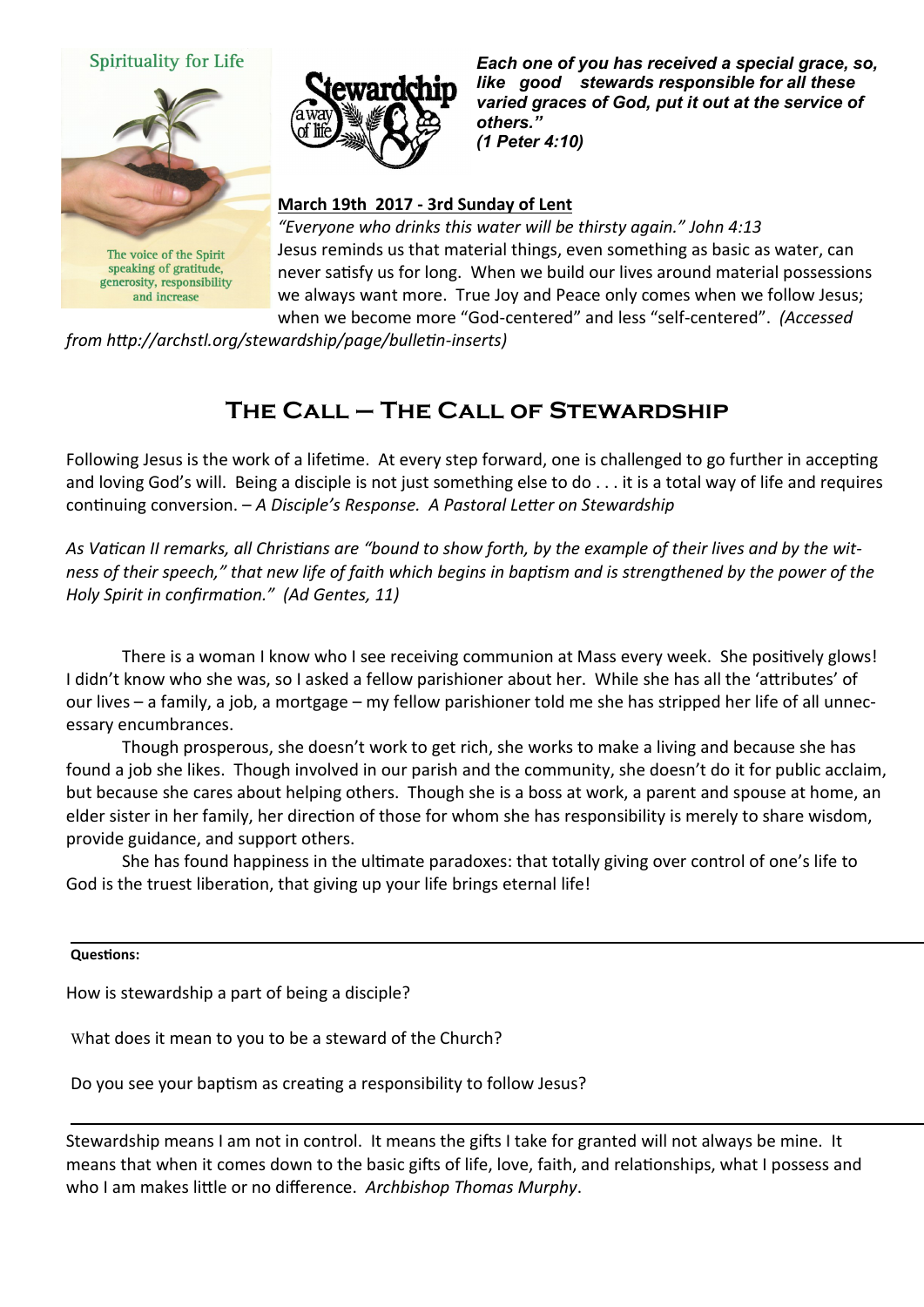Spirituality for Life

The voice of the Spirit speaking of gratitude, generosity, responsibility and increase

Stewardship a way of life

***Each one of you has received a special grace, so, like good stewards responsible for all these varied graces of God, put it out at the service of others." (1 Peter 4:10)***

**March 19th 2017 - 3rd Sunday of Lent**

*"Everyone who drinks this water will be thirsty again." John 4:13*

Jesus reminds us that material things, even something as basic as water, can never satisfy us for long. When we build our lives around material possessions we always want more. True Joy and Peace only comes when we follow Jesus; when we become more "God-centered" and less "self-centered". *(Accessed from http://archstl.org/stewardship/page/bulletin-inserts)*

## The Call – The Call of Stewardship

Following Jesus is the work of a lifetime. At every step forward, one is challenged to go further in accepting and loving God's will. Being a disciple is not just something else to do . . . it is a total way of life and requires continuing conversion. – *A Disciple's Response. A Pastoral Letter on Stewardship*

*As Vatican II remarks, all Christians are "bound to show forth, by the example of their lives and by the witness of their speech," that new life of faith which begins in baptism and is strengthened by the power of the Holy Spirit in confirmation." (Ad Gentes, 11)*

There is a woman I know who I see receiving communion at Mass every week. She positively glows! I didn't know who she was, so I asked a fellow parishioner about her. While she has all the 'attributes' of our lives – a family, a job, a mortgage – my fellow parishioner told me she has stripped her life of all unnecessary encumbrances.

Though prosperous, she doesn't work to get rich, she works to make a living and because she has found a job she likes. Though involved in our parish and the community, she doesn't do it for public acclaim, but because she cares about helping others. Though she is a boss at work, a parent and spouse at home, an elder sister in her family, her direction of those for whom she has responsibility is merely to share wisdom, provide guidance, and support others.

She has found happiness in the ultimate paradoxes: that totally giving over control of one's life to God is the truest liberation, that giving up your life brings eternal life!

**Questions:**

How is stewardship a part of being a disciple?

What does it mean to you to be a steward of the Church?

Do you see your baptism as creating a responsibility to follow Jesus?

Stewardship means I am not in control. It means the gifts I take for granted will not always be mine. It means that when it comes down to the basic gifts of life, love, faith, and relationships, what I possess and who I am makes little or no difference. *Archbishop Thomas Murphy*.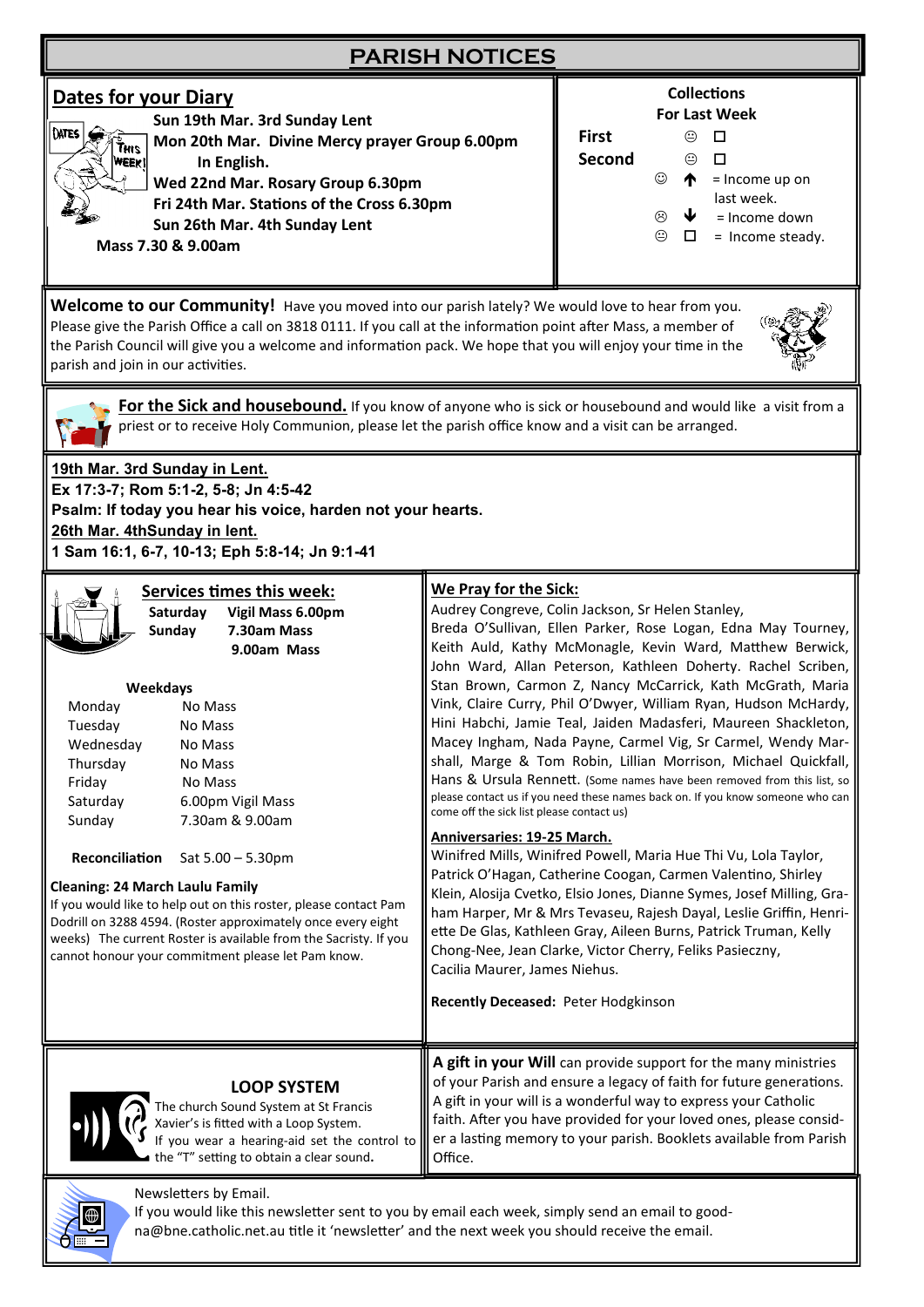# PARISH NOTICES

## Dates for your Diary

**Sun 19th Mar. 3rd Sunday Lent**
**Mon 20th Mar. Divine Mercy prayer Group 6.00pm In English.**
**Wed 22nd Mar. Rosary Group 6.30pm**
**Fri 24th Mar. Stations of the Cross 6.30pm**
**Sun 26th Mar. 4th Sunday Lent**
**Mass 7.30 & 9.00am**

**Collections For Last Week**

**First** 😐 ☐
**Second** 😐 ☐

☺ 🡑 = Income up on last week.
☹ 🡓 = Income down
😐 ☐ = Income steady.

**Welcome to our Community!** Have you moved into our parish lately? We would love to hear from you. Please give the Parish Office a call on 3818 0111. If you call at the information point after Mass, a member of the Parish Council will give you a welcome and information pack. We hope that you will enjoy your time in the parish and join in our activities.

**For the Sick and housebound.** If you know of anyone who is sick or housebound and would like a visit from a priest or to receive Holy Communion, please let the parish office know and a visit can be arranged.

**19th Mar. 3rd Sunday in Lent.**
**Ex 17:3-7; Rom 5:1-2, 5-8; Jn 4:5-42**
**Psalm: If today you hear his voice, harden not your hearts.**
**26th Mar. 4thSunday in lent.**
**1 Sam 16:1, 6-7, 10-13; Eph 5:8-14; Jn 9:1-41**

## Services times this week:

**Saturday** **Vigil Mass 6.00pm**
**Sunday** **7.30am Mass**
**9.00am Mass**

**Weekdays**

| | |
|---|---|
| Monday | No Mass |
| Tuesday | No Mass |
| Wednesday | No Mass |
| Thursday | No Mass |
| Friday | No Mass |
| Saturday | 6.00pm Vigil Mass |
| Sunday | 7.30am & 9.00am |

**Reconciliation** Sat 5.00 – 5.30pm

**Cleaning: 24 March Laulu Family**
If you would like to help out on this roster, please contact Pam Dodrill on 3288 4594. (Roster approximately once every eight weeks) The current Roster is available from the Sacristy. If you cannot honour your commitment please let Pam know.

## We Pray for the Sick:

Audrey Congreve, Colin Jackson, Sr Helen Stanley, Breda O'Sullivan, Ellen Parker, Rose Logan, Edna May Tourney, Keith Auld, Kathy McMonagle, Kevin Ward, Matthew Berwick, John Ward, Allan Peterson, Kathleen Doherty. Rachel Scriben, Stan Brown, Carmon Z, Nancy McCarrick, Kath McGrath, Maria Vink, Claire Curry, Phil O'Dwyer, William Ryan, Hudson McHardy, Hini Habchi, Jamie Teal, Jaiden Madasferi, Maureen Shackleton, Macey Ingham, Nada Payne, Carmel Vig, Sr Carmel, Wendy Marshall, Marge & Tom Robin, Lillian Morrison, Michael Quickfall, Hans & Ursula Rennett. (Some names have been removed from this list, so please contact us if you need these names back on. If you know someone who can come off the sick list please contact us)

**Anniversaries: 19-25 March.**
Winifred Mills, Winifred Powell, Maria Hue Thi Vu, Lola Taylor, Patrick O'Hagan, Catherine Coogan, Carmen Valentino, Shirley Klein, Alosija Cvetko, Elsio Jones, Dianne Symes, Josef Milling, Graham Harper, Mr & Mrs Tevaseu, Rajesh Dayal, Leslie Griffin, Henriette De Glas, Kathleen Gray, Aileen Burns, Patrick Truman, Kelly Chong-Nee, Jean Clarke, Victor Cherry, Feliks Pasieczny, Cacilia Maurer, James Niehus.

**Recently Deceased:** Peter Hodgkinson

## LOOP SYSTEM

The church Sound System at St Francis Xavier's is fitted with a Loop System. If you wear a hearing-aid set the control to the "T" setting to obtain a clear sound**.**

**A gift in your Will** can provide support for the many ministries of your Parish and ensure a legacy of faith for future generations. A gift in your will is a wonderful way to express your Catholic faith. After you have provided for your loved ones, please consider a lasting memory to your parish. Booklets available from Parish Office.

Newsletters by Email.
If you would like this newsletter sent to you by email each week, simply send an email to goodna@bne.catholic.net.au title it 'newsletter' and the next week you should receive the email.